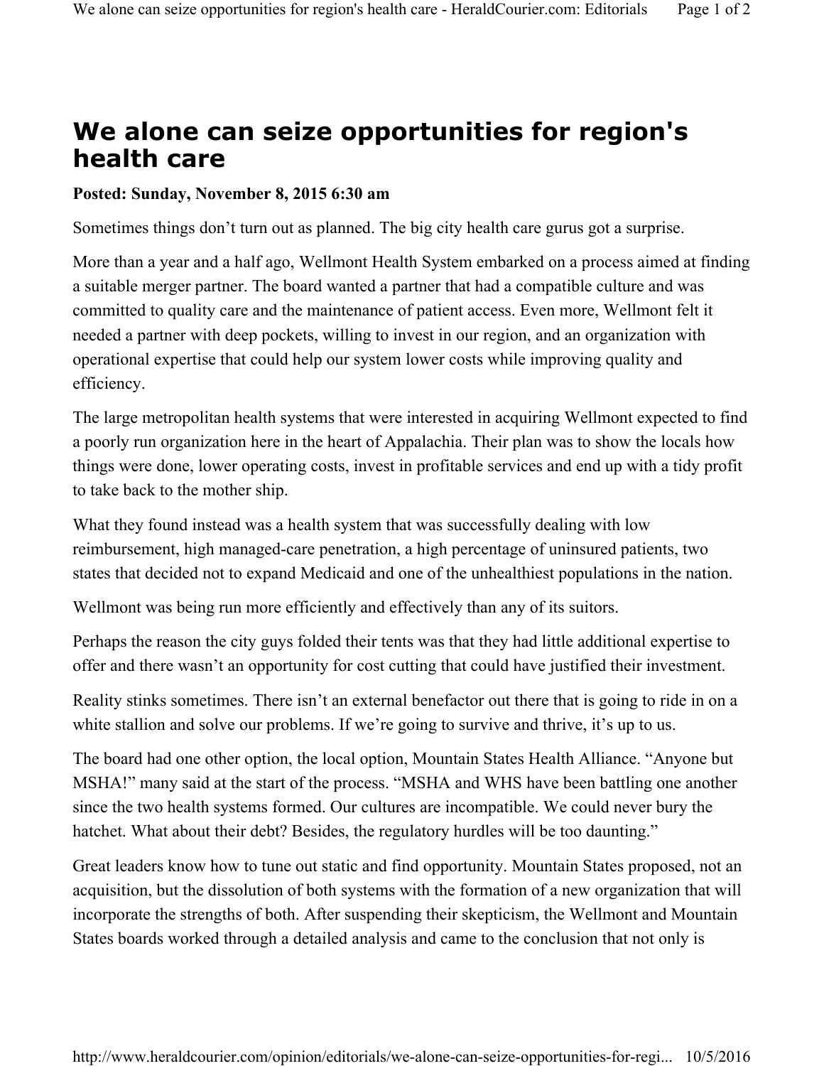# We alone can seize opportunities for region's health care

**Posted: Sunday, November 8, 2015 6:30 am**

Sometimes things don't turn out as planned. The big city health care gurus got a surprise.

More than a year and a half ago, Wellmont Health System embarked on a process aimed at finding a suitable merger partner. The board wanted a partner that had a compatible culture and was committed to quality care and the maintenance of patient access. Even more, Wellmont felt it needed a partner with deep pockets, willing to invest in our region, and an organization with operational expertise that could help our system lower costs while improving quality and efficiency.

The large metropolitan health systems that were interested in acquiring Wellmont expected to find a poorly run organization here in the heart of Appalachia. Their plan was to show the locals how things were done, lower operating costs, invest in profitable services and end up with a tidy profit to take back to the mother ship.

What they found instead was a health system that was successfully dealing with low reimbursement, high managed-care penetration, a high percentage of uninsured patients, two states that decided not to expand Medicaid and one of the unhealthiest populations in the nation.

Wellmont was being run more efficiently and effectively than any of its suitors.

Perhaps the reason the city guys folded their tents was that they had little additional expertise to offer and there wasn't an opportunity for cost cutting that could have justified their investment.

Reality stinks sometimes. There isn't an external benefactor out there that is going to ride in on a white stallion and solve our problems. If we're going to survive and thrive, it's up to us.

The board had one other option, the local option, Mountain States Health Alliance. "Anyone but MSHA!" many said at the start of the process. "MSHA and WHS have been battling one another since the two health systems formed. Our cultures are incompatible. We could never bury the hatchet. What about their debt? Besides, the regulatory hurdles will be too daunting."

Great leaders know how to tune out static and find opportunity. Mountain States proposed, not an acquisition, but the dissolution of both systems with the formation of a new organization that will incorporate the strengths of both. After suspending their skepticism, the Wellmont and Mountain States boards worked through a detailed analysis and came to the conclusion that not only is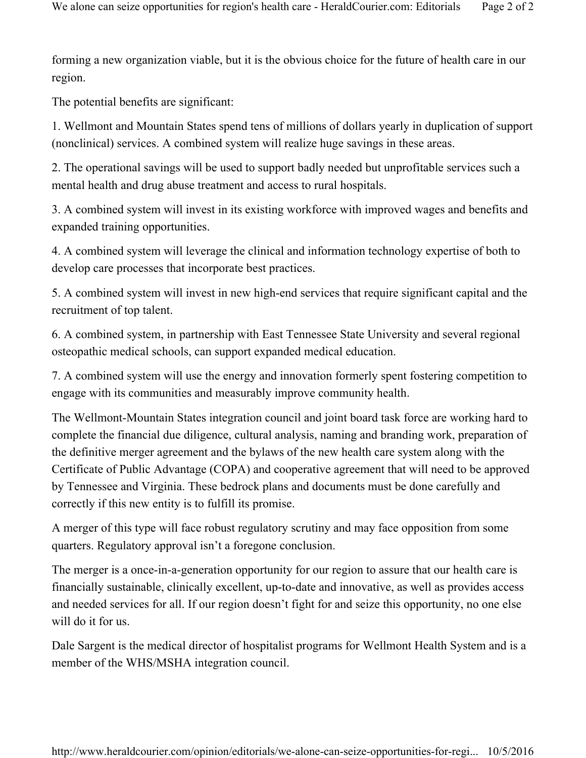forming a new organization viable, but it is the obvious choice for the future of health care in our region.

The potential benefits are significant:

1. Wellmont and Mountain States spend tens of millions of dollars yearly in duplication of support (nonclinical) services. A combined system will realize huge savings in these areas.

2. The operational savings will be used to support badly needed but unprofitable services such a mental health and drug abuse treatment and access to rural hospitals.

3. A combined system will invest in its existing workforce with improved wages and benefits and expanded training opportunities.

4. A combined system will leverage the clinical and information technology expertise of both to develop care processes that incorporate best practices.

5. A combined system will invest in new high-end services that require significant capital and the recruitment of top talent.

6. A combined system, in partnership with East Tennessee State University and several regional osteopathic medical schools, can support expanded medical education.

7. A combined system will use the energy and innovation formerly spent fostering competition to engage with its communities and measurably improve community health.

The Wellmont-Mountain States integration council and joint board task force are working hard to complete the financial due diligence, cultural analysis, naming and branding work, preparation of the definitive merger agreement and the bylaws of the new health care system along with the Certificate of Public Advantage (COPA) and cooperative agreement that will need to be approved by Tennessee and Virginia. These bedrock plans and documents must be done carefully and correctly if this new entity is to fulfill its promise.

A merger of this type will face robust regulatory scrutiny and may face opposition from some quarters. Regulatory approval isn't a foregone conclusion.

The merger is a once-in-a-generation opportunity for our region to assure that our health care is financially sustainable, clinically excellent, up-to-date and innovative, as well as provides access and needed services for all. If our region doesn't fight for and seize this opportunity, no one else will do it for us.

Dale Sargent is the medical director of hospitalist programs for Wellmont Health System and is a member of the WHS/MSHA integration council.